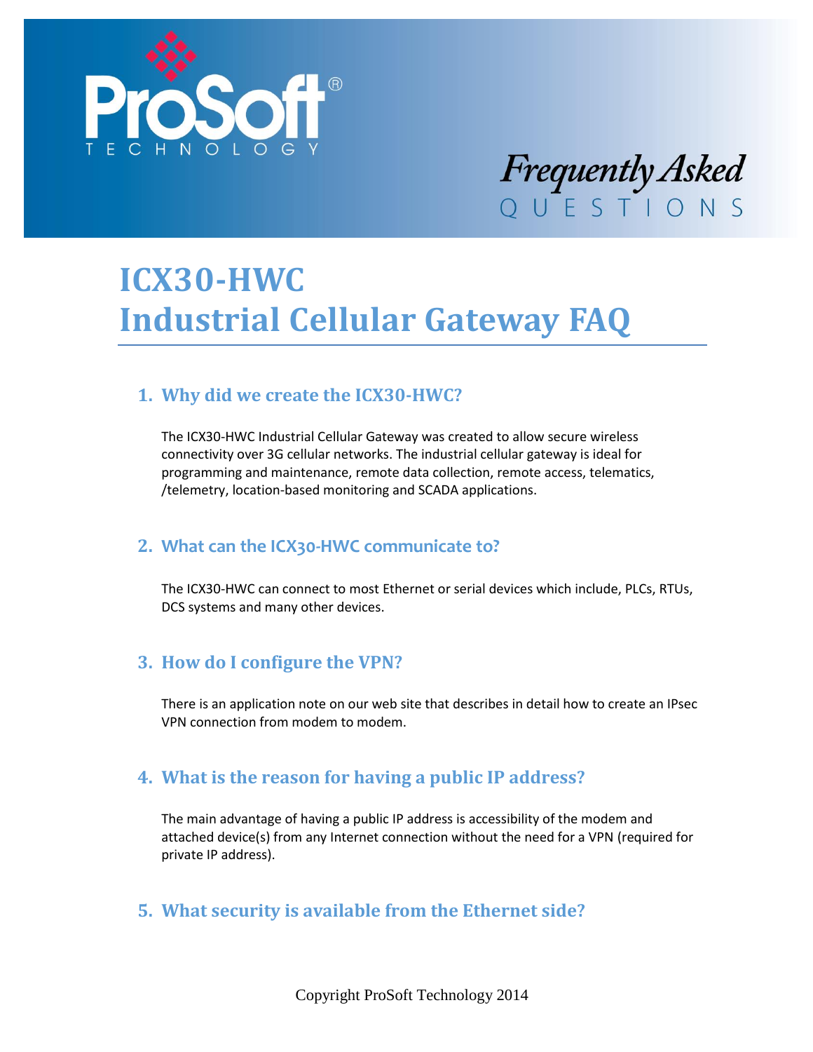ProSoft® TECHNOLOGY

*Frequently Asked* QUESTIONS

# ICX30-HWC Industrial Cellular Gateway FAQ

## 1. Why did we create the ICX30-HWC?

The ICX30-HWC Industrial Cellular Gateway was created to allow secure wireless connectivity over 3G cellular networks. The industrial cellular gateway is ideal for programming and maintenance, remote data collection, remote access, telematics, /telemetry, location-based monitoring and SCADA applications.

## 2. What can the ICX30-HWC communicate to?

The ICX30-HWC can connect to most Ethernet or serial devices which include, PLCs, RTUs, DCS systems and many other devices.

## 3. How do I configure the VPN?

There is an application note on our web site that describes in detail how to create an IPsec VPN connection from modem to modem.

## 4. What is the reason for having a public IP address?

The main advantage of having a public IP address is accessibility of the modem and attached device(s) from any Internet connection without the need for a VPN (required for private IP address).

## 5. What security is available from the Ethernet side?

Copyright ProSoft Technology 2014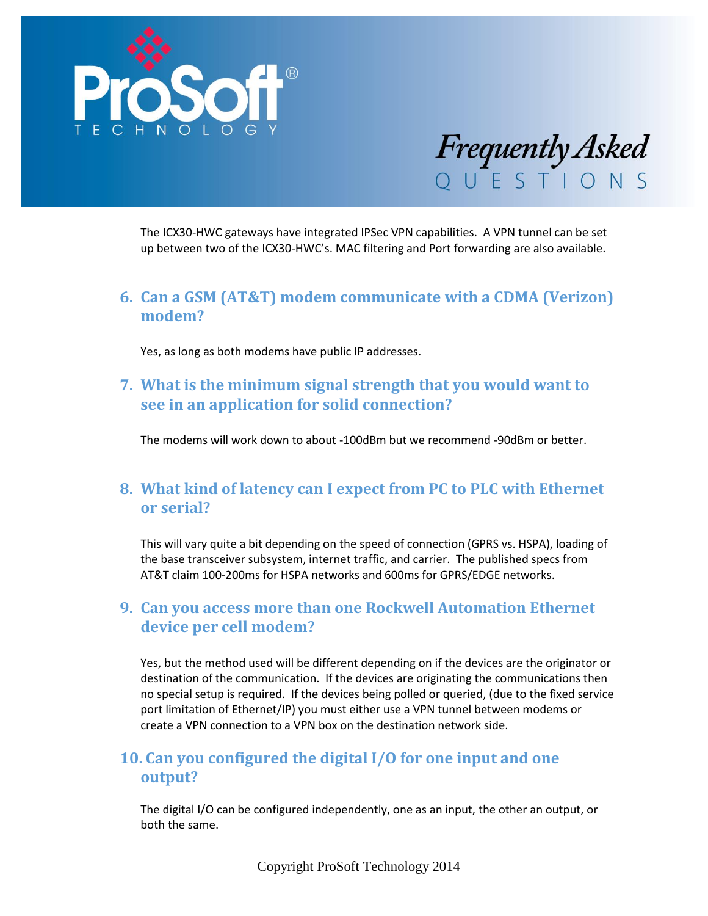The ICX30-HWC gateways have integrated IPSec VPN capabilities. A VPN tunnel can be set up between two of the ICX30-HWC's. MAC filtering and Port forwarding are also available.

## 6. Can a GSM (AT&T) modem communicate with a CDMA (Verizon) modem?

Yes, as long as both modems have public IP addresses.

## 7. What is the minimum signal strength that you would want to see in an application for solid connection?

The modems will work down to about -100dBm but we recommend -90dBm or better.

## 8. What kind of latency can I expect from PC to PLC with Ethernet or serial?

This will vary quite a bit depending on the speed of connection (GPRS vs. HSPA), loading of the base transceiver subsystem, internet traffic, and carrier. The published specs from AT&T claim 100-200ms for HSPA networks and 600ms for GPRS/EDGE networks.

## 9. Can you access more than one Rockwell Automation Ethernet device per cell modem?

Yes, but the method used will be different depending on if the devices are the originator or destination of the communication. If the devices are originating the communications then no special setup is required. If the devices being polled or queried, (due to the fixed service port limitation of Ethernet/IP) you must either use a VPN tunnel between modems or create a VPN connection to a VPN box on the destination network side.

## 10. Can you configured the digital I/O for one input and one output?

The digital I/O can be configured independently, one as an input, the other an output, or both the same.

Copyright ProSoft Technology 2014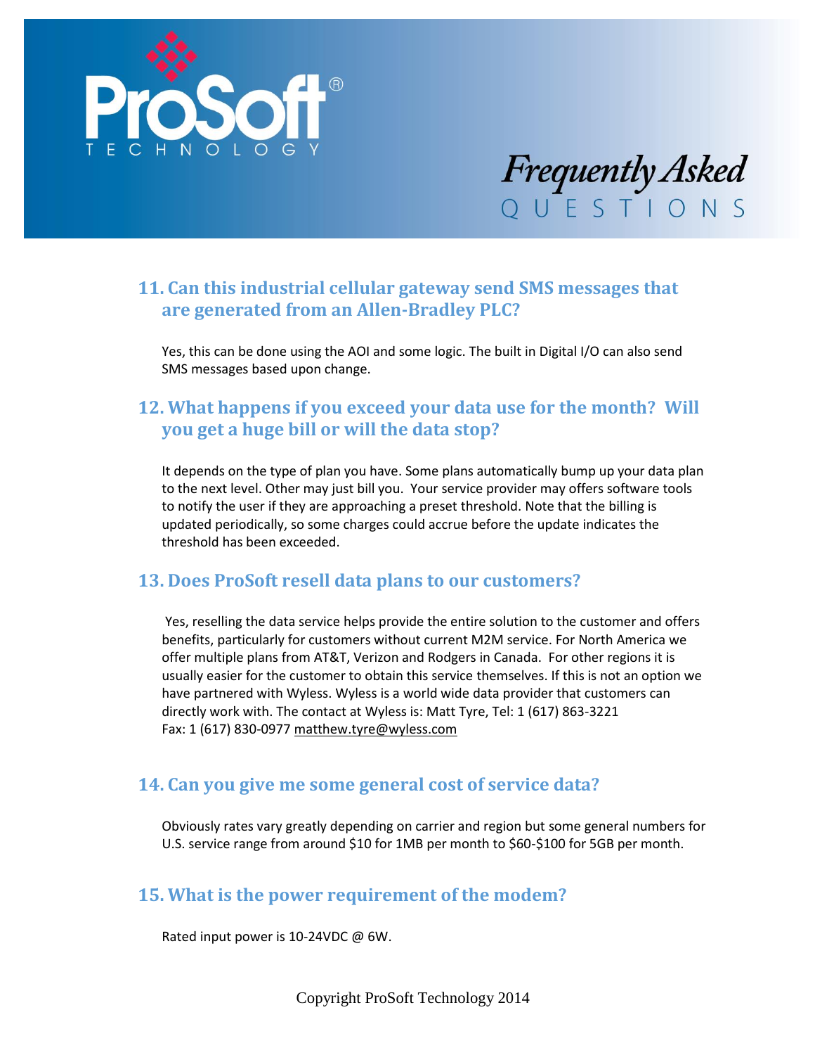## 11. Can this industrial cellular gateway send SMS messages that are generated from an Allen-Bradley PLC?

Yes, this can be done using the AOI and some logic. The built in Digital I/O can also send SMS messages based upon change.

## 12. What happens if you exceed your data use for the month? Will you get a huge bill or will the data stop?

It depends on the type of plan you have. Some plans automatically bump up your data plan to the next level. Other may just bill you. Your service provider may offers software tools to notify the user if they are approaching a preset threshold. Note that the billing is updated periodically, so some charges could accrue before the update indicates the threshold has been exceeded.

## 13. Does ProSoft resell data plans to our customers?

Yes, reselling the data service helps provide the entire solution to the customer and offers benefits, particularly for customers without current M2M service. For North America we offer multiple plans from AT&T, Verizon and Rodgers in Canada. For other regions it is usually easier for the customer to obtain this service themselves. If this is not an option we have partnered with Wyless. Wyless is a world wide data provider that customers can directly work with. The contact at Wyless is: Matt Tyre, Tel: 1 (617) 863-3221
Fax: 1 (617) 830-0977 matthew.tyre@wyless.com

## 14. Can you give me some general cost of service data?

Obviously rates vary greatly depending on carrier and region but some general numbers for U.S. service range from around $10 for 1MB per month to $60-$100 for 5GB per month.

## 15. What is the power requirement of the modem?

Rated input power is 10-24VDC @ 6W.

Copyright ProSoft Technology 2014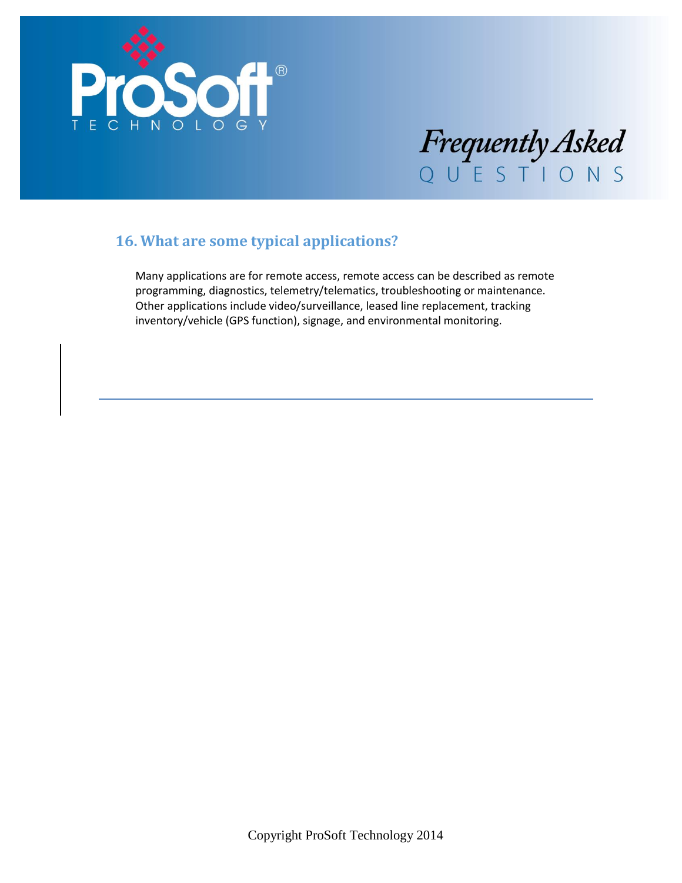## 16. What are some typical applications?

Many applications are for remote access, remote access can be described as remote programming, diagnostics, telemetry/telematics, troubleshooting or maintenance. Other applications include video/surveillance, leased line replacement, tracking inventory/vehicle (GPS function), signage, and environmental monitoring.

---

Copyright ProSoft Technology 2014